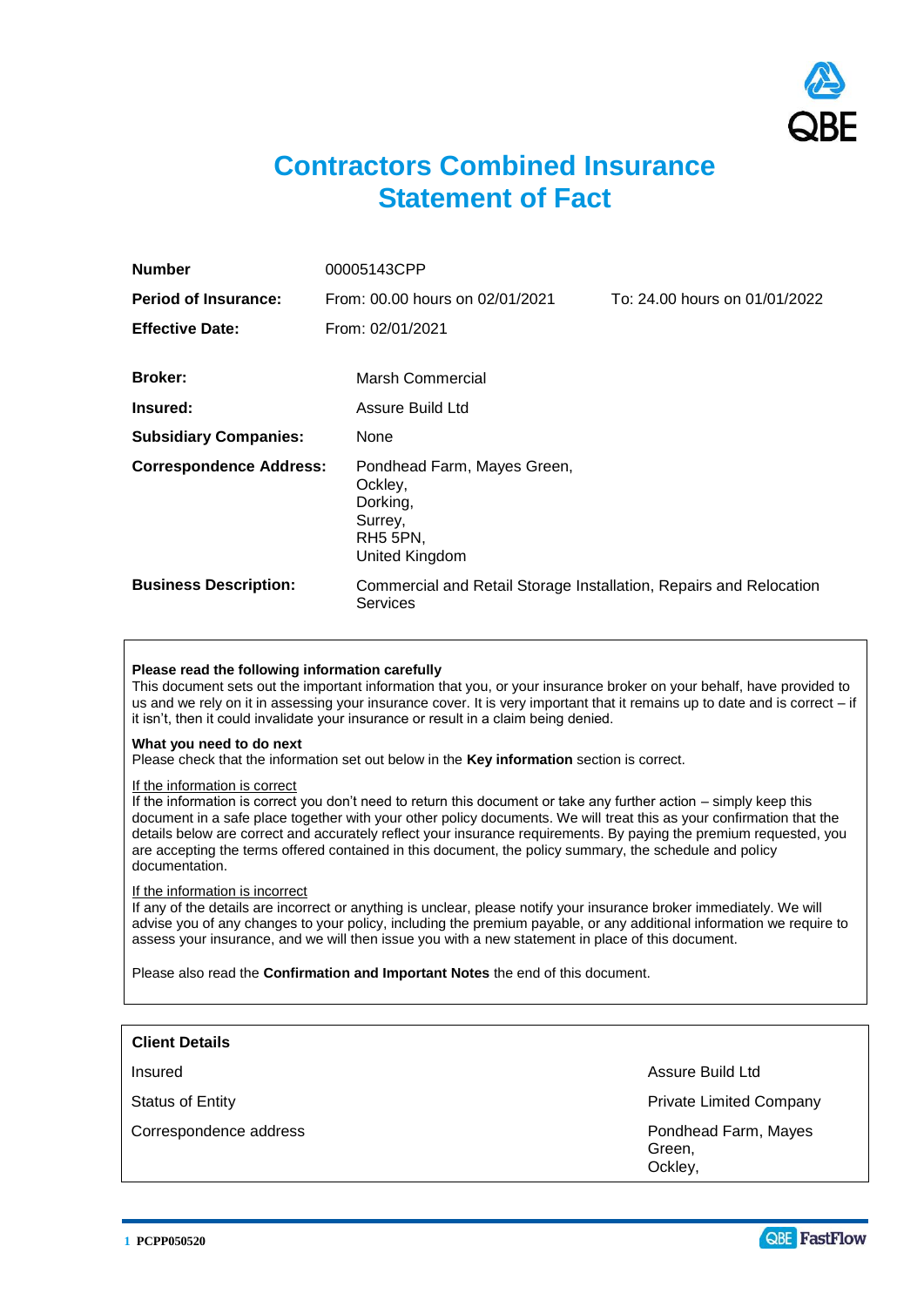# Contractors Combined Insurance Statement of Fact

| | | |
|---|---|---|
| **Number** | 00005143CPP | |
| **Period of Insurance:** | From: 00.00 hours on 02/01/2021 | To: 24.00 hours on 01/01/2022 |
| **Effective Date:** | From: 02/01/2021 | |

| | |
|---|---|
| **Broker:** | Marsh Commercial |
| **Insured:** | Assure Build Ltd |
| **Subsidiary Companies:** | None |
| **Correspondence Address:** | Pondhead Farm, Mayes Green,<br>Ockley,<br>Dorking,<br>Surrey,<br>RH5 5PN,<br>United Kingdom |
| **Business Description:** | Commercial and Retail Storage Installation, Repairs and Relocation Services |

**Please read the following information carefully**

This document sets out the important information that you, or your insurance broker on your behalf, have provided to us and we rely on it in assessing your insurance cover. It is very important that it remains up to date and is correct – if it isn't, then it could invalidate your insurance or result in a claim being denied.

**What you need to do next**

Please check that the information set out below in the **Key information** section is correct.

<u>If the information is correct</u>

If the information is correct you don't need to return this document or take any further action – simply keep this document in a safe place together with your other policy documents. We will treat this as your confirmation that the details below are correct and accurately reflect your insurance requirements. By paying the premium requested, you are accepting the terms offered contained in this document, the policy summary, the schedule and policy documentation.

<u>If the information is incorrect</u>

If any of the details are incorrect or anything is unclear, please notify your insurance broker immediately. We will advise you of any changes to your policy, including the premium payable, or any additional information we require to assess your insurance, and we will then issue you with a new statement in place of this document.

Please also read the **Confirmation and Important Notes** the end of this document.

| **Client Details** | |
|---|---|
| Insured | Assure Build Ltd |
| Status of Entity | Private Limited Company |
| Correspondence address | Pondhead Farm, Mayes Green,<br>Ockley, |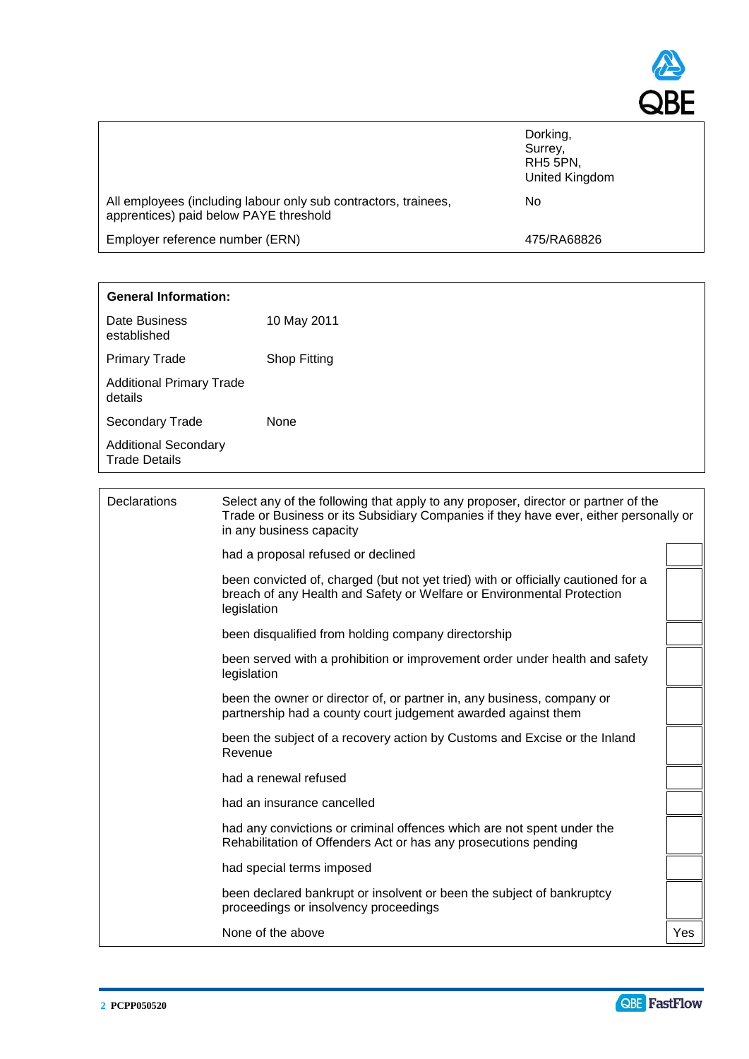| | |
|---|---|
| | Dorking,<br>Surrey,<br>RH5 5PN,<br>United Kingdom |
| All employees (including labour only sub contractors, trainees, apprentices) paid below PAYE threshold | No |
| Employer reference number (ERN) | 475/RA68826 |

| General Information: | |
|---|---|
| Date Business established | 10 May 2011 |
| Primary Trade | Shop Fitting |
| Additional Primary Trade details | |
| Secondary Trade | None |
| Additional Secondary Trade Details | |

| Declarations | Select any of the following that apply to any proposer, director or partner of the Trade or Business or its Subsidiary Companies if they have ever, either personally or in any business capacity | |
|---|---|---|
| | had a proposal refused or declined | |
| | been convicted of, charged (but not yet tried) with or officially cautioned for a breach of any Health and Safety or Welfare or Environmental Protection legislation | |
| | been disqualified from holding company directorship | |
| | been served with a prohibition or improvement order under health and safety legislation | |
| | been the owner or director of, or partner in, any business, company or partnership had a county court judgement awarded against them | |
| | been the subject of a recovery action by Customs and Excise or the Inland Revenue | |
| | had a renewal refused | |
| | had an insurance cancelled | |
| | had any convictions or criminal offences which are not spent under the Rehabilitation of Offenders Act or has any prosecutions pending | |
| | had special terms imposed | |
| | been declared bankrupt or insolvent or been the subject of bankruptcy proceedings or insolvency proceedings | |
| | None of the above | Yes |

PCPP050520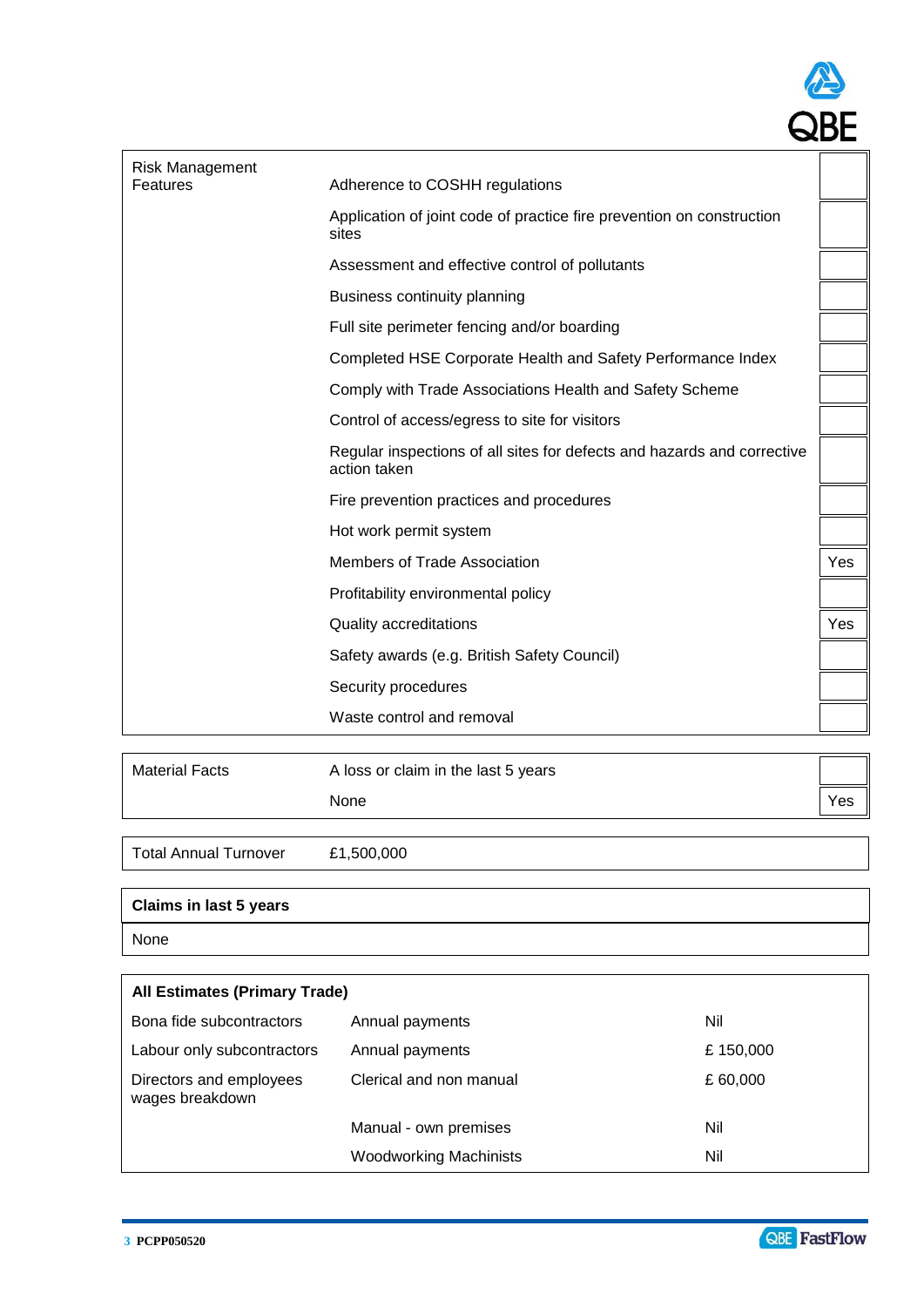| Risk Management Features | | |
|---|---|---|
| | Adherence to COSHH regulations | |
| | Application of joint code of practice fire prevention on construction sites | |
| | Assessment and effective control of pollutants | |
| | Business continuity planning | |
| | Full site perimeter fencing and/or boarding | |
| | Completed HSE Corporate Health and Safety Performance Index | |
| | Comply with Trade Associations Health and Safety Scheme | |
| | Control of access/egress to site for visitors | |
| | Regular inspections of all sites for defects and hazards and corrective action taken | |
| | Fire prevention practices and procedures | |
| | Hot work permit system | |
| | Members of Trade Association | Yes |
| | Profitability environmental policy | |
| | Quality accreditations | Yes |
| | Safety awards (e.g. British Safety Council) | |
| | Security procedures | |
| | Waste control and removal | |

| Material Facts | | |
|---|---|---|
| | A loss or claim in the last 5 years | |
| | None | Yes |

| Total Annual Turnover | £1,500,000 |
|---|---|

| **Claims in last 5 years** |
|---|
| None |

| **All Estimates (Primary Trade)** | | |
|---|---|---|
| Bona fide subcontractors | Annual payments | Nil |
| Labour only subcontractors | Annual payments | £ 150,000 |
| Directors and employees wages breakdown | Clerical and non manual | £ 60,000 |
| | Manual - own premises | Nil |
| | Woodworking Machinists | Nil |

PCPP050520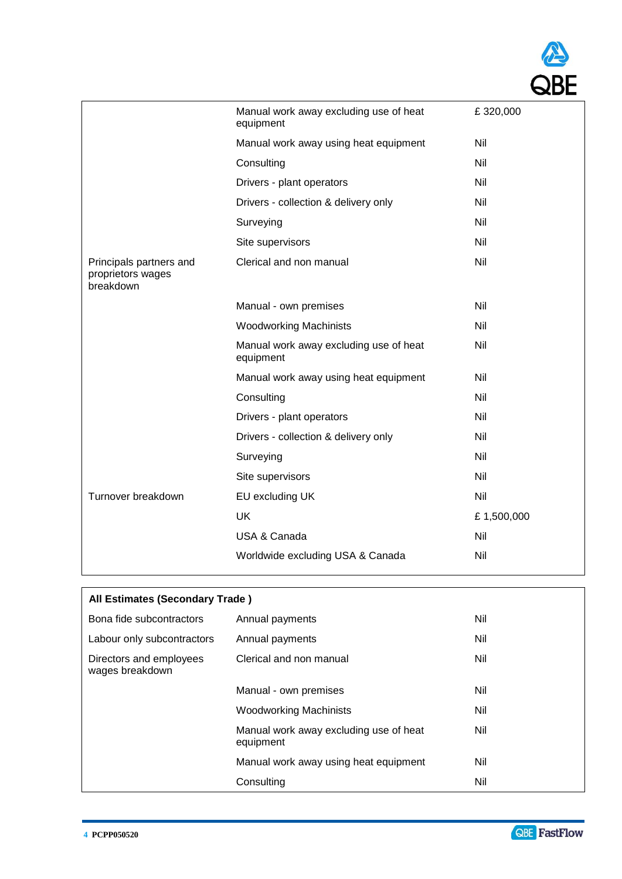| | | |
|---|---|---|
| | Manual work away excluding use of heat equipment | £ 320,000 |
| | Manual work away using heat equipment | Nil |
| | Consulting | Nil |
| | Drivers - plant operators | Nil |
| | Drivers - collection & delivery only | Nil |
| | Surveying | Nil |
| | Site supervisors | Nil |
| Principals partners and proprietors wages breakdown | Clerical and non manual | Nil |
| | Manual - own premises | Nil |
| | Woodworking Machinists | Nil |
| | Manual work away excluding use of heat equipment | Nil |
| | Manual work away using heat equipment | Nil |
| | Consulting | Nil |
| | Drivers - plant operators | Nil |
| | Drivers - collection & delivery only | Nil |
| | Surveying | Nil |
| | Site supervisors | Nil |
| Turnover breakdown | EU excluding UK | Nil |
| | UK | £ 1,500,000 |
| | USA & Canada | Nil |
| | Worldwide excluding USA & Canada | Nil |

| **All Estimates (Secondary Trade )** | | |
|---|---|---|
| Bona fide subcontractors | Annual payments | Nil |
| Labour only subcontractors | Annual payments | Nil |
| Directors and employees wages breakdown | Clerical and non manual | Nil |
| | Manual - own premises | Nil |
| | Woodworking Machinists | Nil |
| | Manual work away excluding use of heat equipment | Nil |
| | Manual work away using heat equipment | Nil |
| | Consulting | Nil |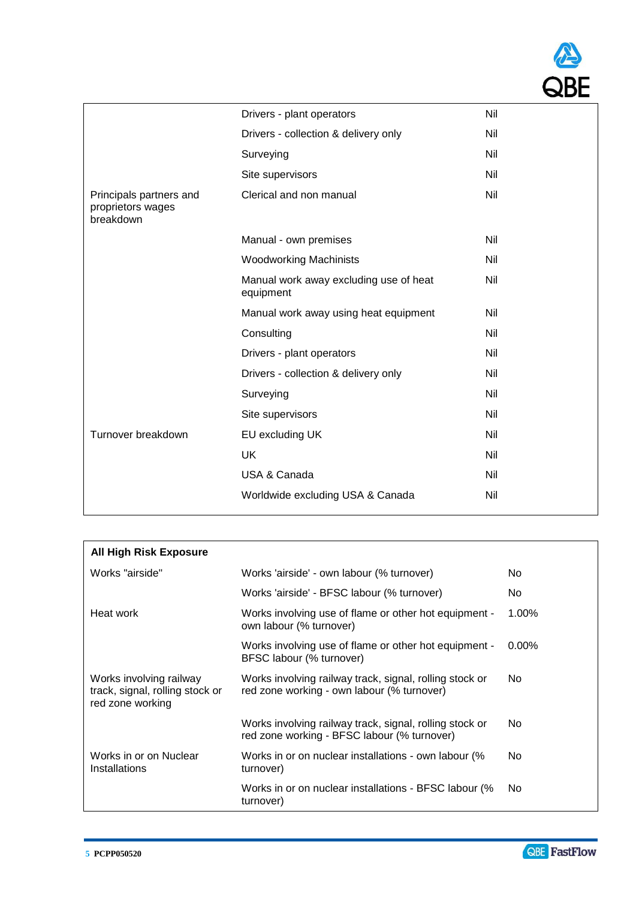| | | |
|---|---|---|
| | Drivers - plant operators | Nil |
| | Drivers - collection & delivery only | Nil |
| | Surveying | Nil |
| | Site supervisors | Nil |
| Principals partners and proprietors wages breakdown | Clerical and non manual | Nil |
| | Manual - own premises | Nil |
| | Woodworking Machinists | Nil |
| | Manual work away excluding use of heat equipment | Nil |
| | Manual work away using heat equipment | Nil |
| | Consulting | Nil |
| | Drivers - plant operators | Nil |
| | Drivers - collection & delivery only | Nil |
| | Surveying | Nil |
| | Site supervisors | Nil |
| Turnover breakdown | EU excluding UK | Nil |
| | UK | Nil |
| | USA & Canada | Nil |
| | Worldwide excluding USA & Canada | Nil |

| **All High Risk Exposure** | | |
|---|---|---|
| Works "airside" | Works 'airside' - own labour (% turnover) | No |
| | Works 'airside' - BFSC labour (% turnover) | No |
| Heat work | Works involving use of flame or other hot equipment - own labour (% turnover) | 1.00% |
| | Works involving use of flame or other hot equipment - BFSC labour (% turnover) | 0.00% |
| Works involving railway track, signal, rolling stock or red zone working | Works involving railway track, signal, rolling stock or red zone working - own labour (% turnover) | No |
| | Works involving railway track, signal, rolling stock or red zone working - BFSC labour (% turnover) | No |
| Works in or on Nuclear Installations | Works in or on nuclear installations - own labour (% turnover) | No |
| | Works in or on nuclear installations - BFSC labour (% turnover) | No |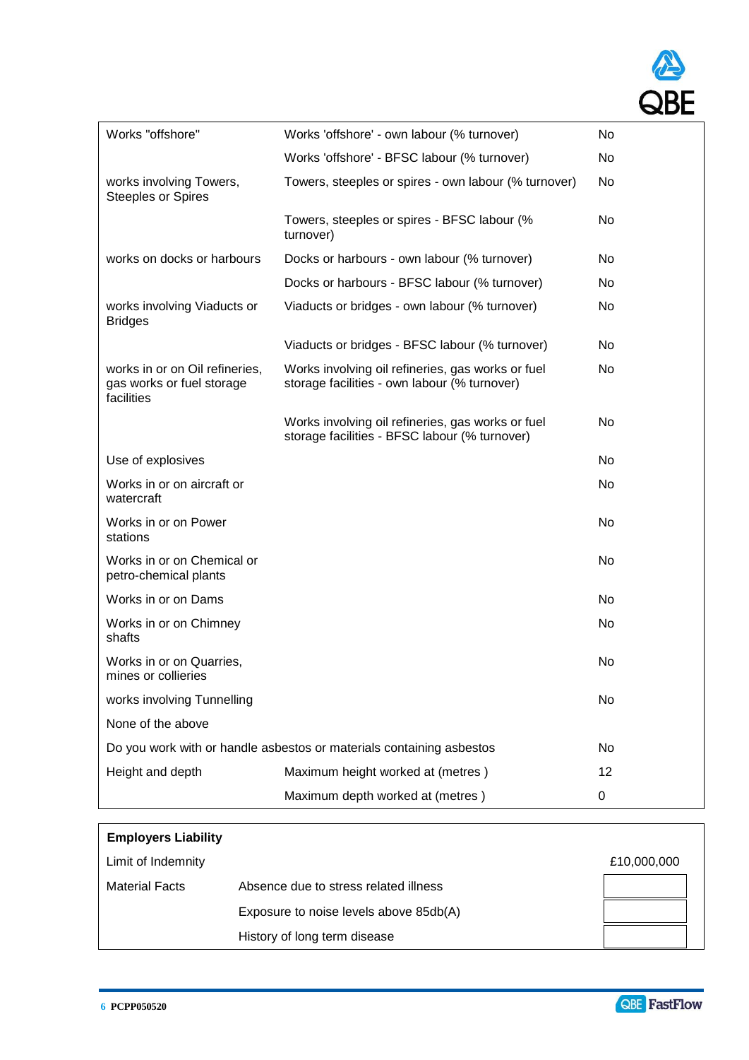| | | |
|---|---|---|
| Works "offshore" | Works 'offshore' - own labour (% turnover) | No |
| | Works 'offshore' - BFSC labour (% turnover) | No |
| works involving Towers, Steeples or Spires | Towers, steeples or spires - own labour (% turnover) | No |
| | Towers, steeples or spires - BFSC labour (% turnover) | No |
| works on docks or harbours | Docks or harbours - own labour (% turnover) | No |
| | Docks or harbours - BFSC labour (% turnover) | No |
| works involving Viaducts or Bridges | Viaducts or bridges - own labour (% turnover) | No |
| | Viaducts or bridges - BFSC labour (% turnover) | No |
| works in or on Oil refineries, gas works or fuel storage facilities | Works involving oil refineries, gas works or fuel storage facilities - own labour (% turnover) | No |
| | Works involving oil refineries, gas works or fuel storage facilities - BFSC labour (% turnover) | No |
| Use of explosives | | No |
| Works in or on aircraft or watercraft | | No |
| Works in or on Power stations | | No |
| Works in or on Chemical or petro-chemical plants | | No |
| Works in or on Dams | | No |
| Works in or on Chimney shafts | | No |
| Works in or on Quarries, mines or collieries | | No |
| works involving Tunnelling | | No |
| None of the above | | |
| Do you work with or handle asbestos or materials containing asbestos | | No |
| Height and depth | Maximum height worked at (metres ) | 12 |
| | Maximum depth worked at (metres ) | 0 |

| **Employers Liability** | | |
|---|---|---|
| Limit of Indemnity | | £10,000,000 |
| Material Facts | Absence due to stress related illness | |
| | Exposure to noise levels above 85db(A) | |
| | History of long term disease | |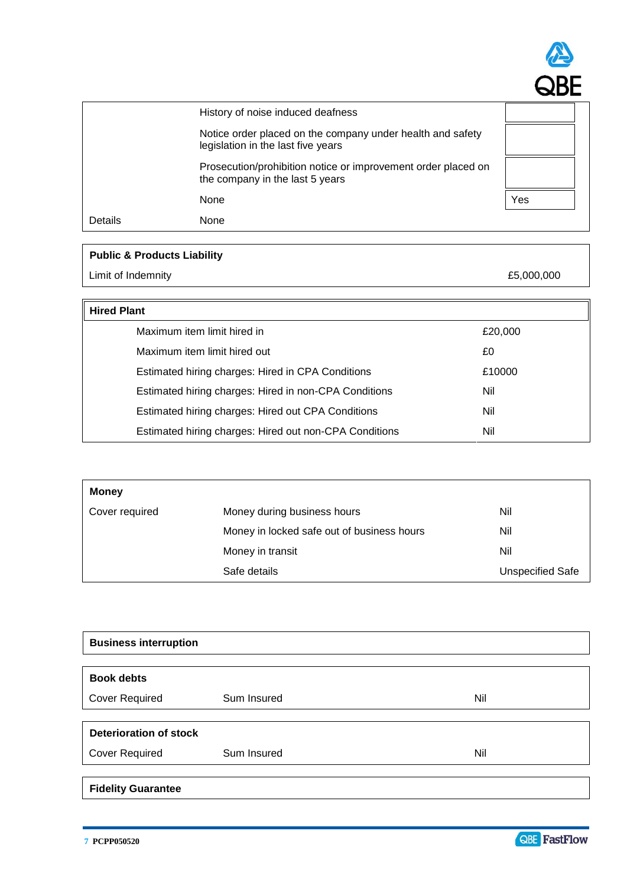| | | |
|---|---|---|
| | History of noise induced deafness | |
| | Notice order placed on the company under health and safety legislation in the last five years | |
| | Prosecution/prohibition notice or improvement order placed on the company in the last 5 years | |
| | None | Yes |
| Details | None | |

| **Public & Products Liability** | |
|---|---|
| Limit of Indemnity | £5,000,000 |

| **Hired Plant** | |
|---|---|
| Maximum item limit hired in | £20,000 |
| Maximum item limit hired out | £0 |
| Estimated hiring charges: Hired in CPA Conditions | £10000 |
| Estimated hiring charges: Hired in non-CPA Conditions | Nil |
| Estimated hiring charges: Hired out CPA Conditions | Nil |
| Estimated hiring charges: Hired out non-CPA Conditions | Nil |

| **Money** | | |
|---|---|---|
| Cover required | Money during business hours | Nil |
| | Money in locked safe out of business hours | Nil |
| | Money in transit | Nil |
| | Safe details | Unspecified Safe |

**Business interruption**

| **Book debts** | | |
|---|---|---|
| Cover Required | Sum Insured | Nil |

| **Deterioration of stock** | | |
|---|---|---|
| Cover Required | Sum Insured | Nil |

**Fidelity Guarantee**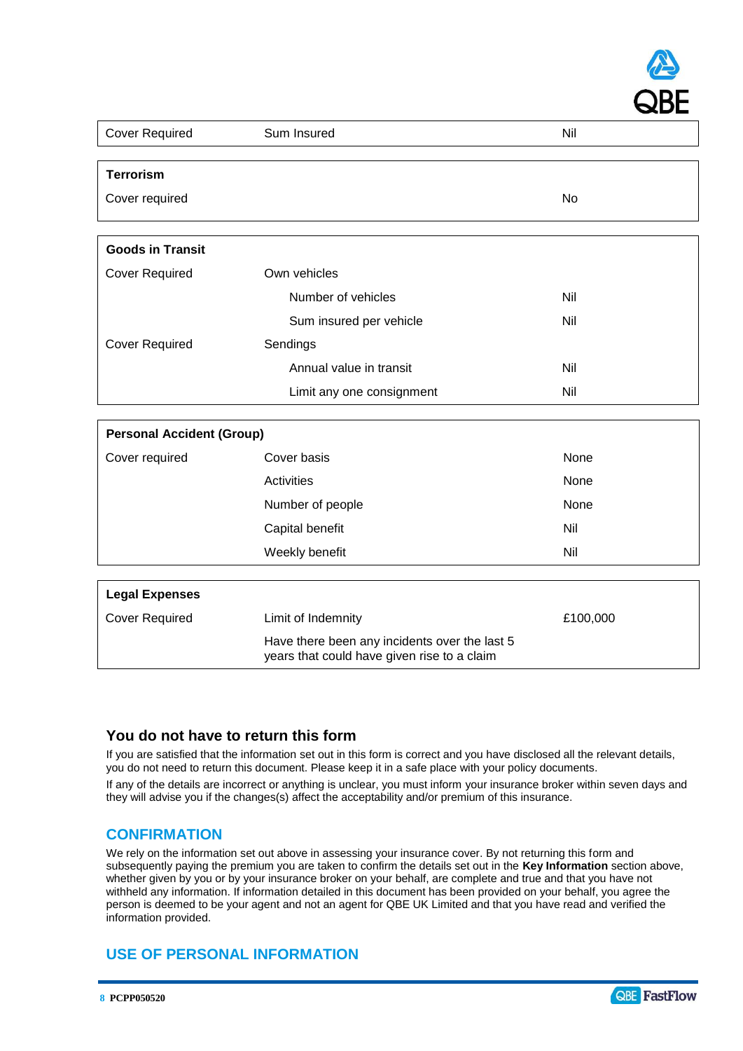| Cover Required | Sum Insured | Nil |
|---|---|---|

| **Terrorism** | | |
|---|---|---|
| Cover required | | No |

| **Goods in Transit** | | |
|---|---|---|
| Cover Required | Own vehicles | |
| | Number of vehicles | Nil |
| | Sum insured per vehicle | Nil |
| Cover Required | Sendings | |
| | Annual value in transit | Nil |
| | Limit any one consignment | Nil |

| **Personal Accident (Group)** | | |
|---|---|---|
| Cover required | Cover basis | None |
| | Activities | None |
| | Number of people | None |
| | Capital benefit | Nil |
| | Weekly benefit | Nil |

| **Legal Expenses** | | |
|---|---|---|
| Cover Required | Limit of Indemnity | £100,000 |
| | Have there been any incidents over the last 5 years that could have given rise to a claim | |

## You do not have to return this form

If you are satisfied that the information set out in this form is correct and you have disclosed all the relevant details, you do not need to return this document. Please keep it in a safe place with your policy documents.

If any of the details are incorrect or anything is unclear, you must inform your insurance broker within seven days and they will advise you if the changes(s) affect the acceptability and/or premium of this insurance.

## CONFIRMATION

We rely on the information set out above in assessing your insurance cover. By not returning this form and subsequently paying the premium you are taken to confirm the details set out in the **Key Information** section above, whether given by you or by your insurance broker on your behalf, are complete and true and that you have not withheld any information. If information detailed in this document has been provided on your behalf, you agree the person is deemed to be your agent and not an agent for QBE UK Limited and that you have read and verified the information provided.

## USE OF PERSONAL INFORMATION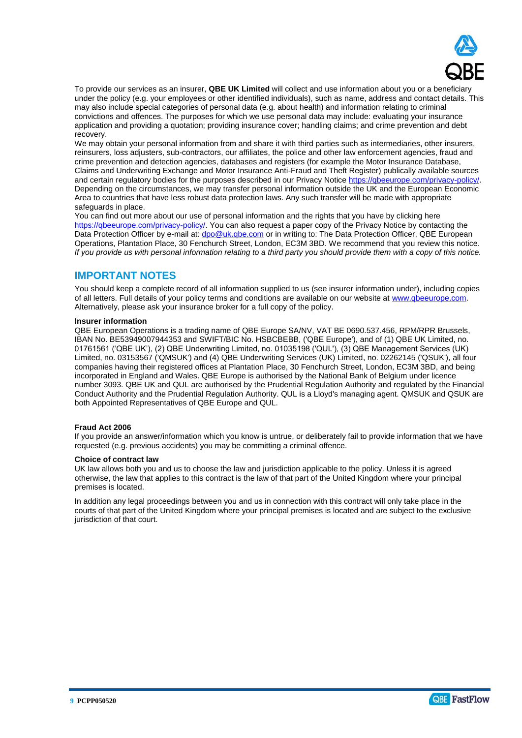To provide our services as an insurer, **QBE UK Limited** will collect and use information about you or a beneficiary under the policy (e.g. your employees or other identified individuals), such as name, address and contact details. This may also include special categories of personal data (e.g. about health) and information relating to criminal convictions and offences. The purposes for which we use personal data may include: evaluating your insurance application and providing a quotation; providing insurance cover; handling claims; and crime prevention and debt recovery.

We may obtain your personal information from and share it with third parties such as intermediaries, other insurers, reinsurers, loss adjusters, sub-contractors, our affiliates, the police and other law enforcement agencies, fraud and crime prevention and detection agencies, databases and registers (for example the Motor Insurance Database, Claims and Underwriting Exchange and Motor Insurance Anti-Fraud and Theft Register) publically available sources and certain regulatory bodies for the purposes described in our Privacy Notice https://qbeeurope.com/privacy-policy/. Depending on the circumstances, we may transfer personal information outside the UK and the European Economic Area to countries that have less robust data protection laws. Any such transfer will be made with appropriate safeguards in place.

You can find out more about our use of personal information and the rights that you have by clicking here https://qbeeurope.com/privacy-policy/. You can also request a paper copy of the Privacy Notice by contacting the Data Protection Officer by e-mail at: dpo@uk.qbe.com or in writing to: The Data Protection Officer, QBE European Operations, Plantation Place, 30 Fenchurch Street, London, EC3M 3BD. We recommend that you review this notice. *If you provide us with personal information relating to a third party you should provide them with a copy of this notice.*

## IMPORTANT NOTES

You should keep a complete record of all information supplied to us (see insurer information under), including copies of all letters. Full details of your policy terms and conditions are available on our website at www.qbeeurope.com. Alternatively, please ask your insurance broker for a full copy of the policy.

### Insurer information

QBE European Operations is a trading name of QBE Europe SA/NV, VAT BE 0690.537.456, RPM/RPR Brussels, IBAN No. BE53949007944353 and SWIFT/BIC No. HSBCBEBB, ('QBE Europe'), and of (1) QBE UK Limited, no. 01761561 ('QBE UK'), (2) QBE Underwriting Limited, no. 01035198 ('QUL'), (3) QBE Management Services (UK) Limited, no. 03153567 ('QMSUK') and (4) QBE Underwriting Services (UK) Limited, no. 02262145 ('QSUK'), all four companies having their registered offices at Plantation Place, 30 Fenchurch Street, London, EC3M 3BD, and being incorporated in England and Wales. QBE Europe is authorised by the National Bank of Belgium under licence number 3093. QBE UK and QUL are authorised by the Prudential Regulation Authority and regulated by the Financial Conduct Authority and the Prudential Regulation Authority. QUL is a Lloyd's managing agent. QMSUK and QSUK are both Appointed Representatives of QBE Europe and QUL.

### Fraud Act 2006

If you provide an answer/information which you know is untrue, or deliberately fail to provide information that we have requested (e.g. previous accidents) you may be committing a criminal offence.

### Choice of contract law

UK law allows both you and us to choose the law and jurisdiction applicable to the policy. Unless it is agreed otherwise, the law that applies to this contract is the law of that part of the United Kingdom where your principal premises is located.

In addition any legal proceedings between you and us in connection with this contract will only take place in the courts of that part of the United Kingdom where your principal premises is located and are subject to the exclusive jurisdiction of that court.